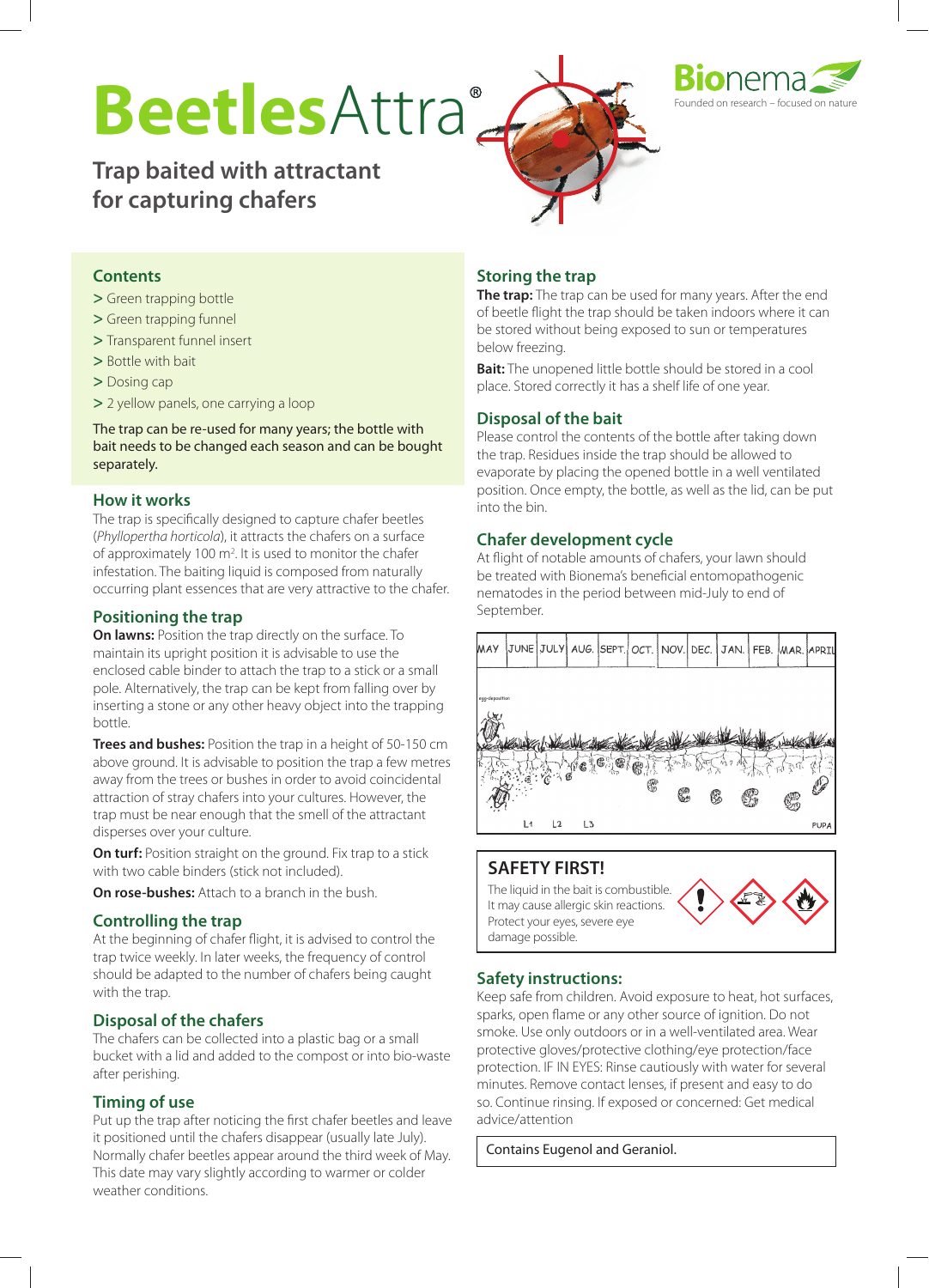# BeetlesAttra®

Bionema — Founded on research – focused on nature

## Trap baited with attractant for capturing chafers

### Contents

- > Green trapping bottle
- > Green trapping funnel
- > Transparent funnel insert
- > Bottle with bait
- > Dosing cap
- > 2 yellow panels, one carrying a loop

The trap can be re-used for many years; the bottle with bait needs to be changed each season and can be bought separately.

### How it works

The trap is specifically designed to capture chafer beetles (*Phyllopertha horticola*), it attracts the chafers on a surface of approximately 100 m². It is used to monitor the chafer infestation. The baiting liquid is composed from naturally occurring plant essences that are very attractive to the chafer.

### Positioning the trap

**On lawns:** Position the trap directly on the surface. To maintain its upright position it is advisable to use the enclosed cable binder to attach the trap to a stick or a small pole. Alternatively, the trap can be kept from falling over by inserting a stone or any other heavy object into the trapping bottle.

**Trees and bushes:** Position the trap in a height of 50-150 cm above ground. It is advisable to position the trap a few metres away from the trees or bushes in order to avoid coincidental attraction of stray chafers into your cultures. However, the trap must be near enough that the smell of the attractant disperses over your culture.

**On turf:** Position straight on the ground. Fix trap to a stick with two cable binders (stick not included).

**On rose-bushes:** Attach to a branch in the bush.

### Controlling the trap

At the beginning of chafer flight, it is advised to control the trap twice weekly. In later weeks, the frequency of control should be adapted to the number of chafers being caught with the trap.

### Disposal of the chafers

The chafers can be collected into a plastic bag or a small bucket with a lid and added to the compost or into bio-waste after perishing.

### Timing of use

Put up the trap after noticing the first chafer beetles and leave it positioned until the chafers disappear (usually late July). Normally chafer beetles appear around the third week of May. This date may vary slightly according to warmer or colder weather conditions.

### Storing the trap

**The trap:** The trap can be used for many years. After the end of beetle flight the trap should be taken indoors where it can be stored without being exposed to sun or temperatures below freezing.

**Bait:** The unopened little bottle should be stored in a cool place. Stored correctly it has a shelf life of one year.

### Disposal of the bait

Please control the contents of the bottle after taking down the trap. Residues inside the trap should be allowed to evaporate by placing the opened bottle in a well ventilated position. Once empty, the bottle, as well as the lid, can be put into the bin.

### Chafer development cycle

At flight of notable amounts of chafers, your lawn should be treated with Bionema's beneficial entomopathogenic nematodes in the period between mid-July to end of September.

MAY | JUNE | JULY | AUG. | SEPT. | OCT. | NOV. | DEC. | JAN. | FEB. | MAR. | APRIL

egg-deposition — L1 — L2 — L3 — PUPA

### SAFETY FIRST!

The liquid in the bait is combustible. It may cause allergic skin reactions. Protect your eyes, severe eye damage possible.

### Safety instructions:

Keep safe from children. Avoid exposure to heat, hot surfaces, sparks, open flame or any other source of ignition. Do not smoke. Use only outdoors or in a well-ventilated area. Wear protective gloves/protective clothing/eye protection/face protection. IF IN EYES: Rinse cautiously with water for several minutes. Remove contact lenses, if present and easy to do so. Continue rinsing. If exposed or concerned: Get medical advice/attention

Contains Eugenol and Geraniol.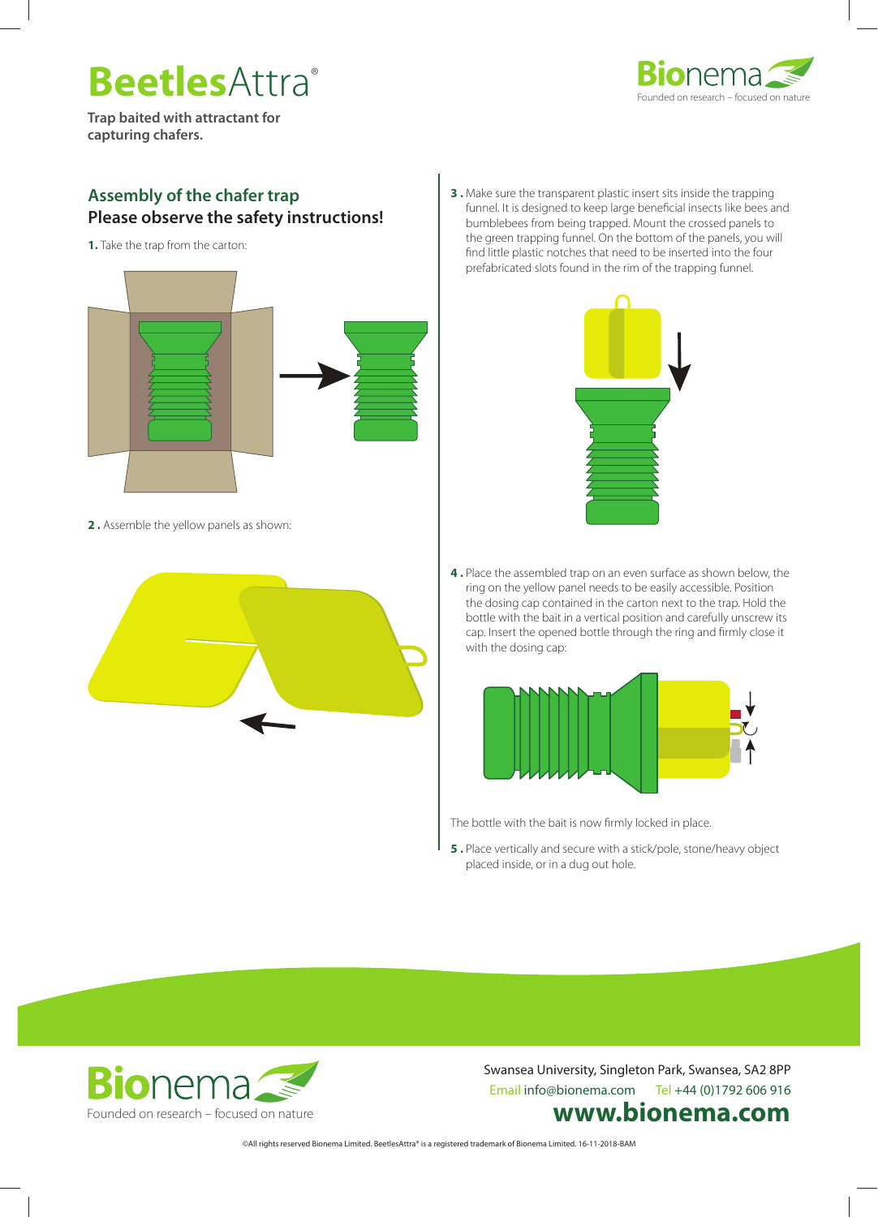# BeetlesAttra®

**Trap baited with attractant for capturing chafers.**

Bionema
Founded on research – focused on nature

## Assembly of the chafer trap

**Please observe the safety instructions!**

**1.** Take the trap from the carton:

**2 .** Assemble the yellow panels as shown:

**3 .** Make sure the transparent plastic insert sits inside the trapping funnel. It is designed to keep large beneficial insects like bees and bumblebees from being trapped. Mount the crossed panels to the green trapping funnel. On the bottom of the panels, you will find little plastic notches that need to be inserted into the four prefabricated slots found in the rim of the trapping funnel.

**4 .** Place the assembled trap on an even surface as shown below, the ring on the yellow panel needs to be easily accessible. Position the dosing cap contained in the carton next to the trap. Hold the bottle with the bait in a vertical position and carefully unscrew its cap. Insert the opened bottle through the ring and firmly close it with the dosing cap:

The bottle with the bait is now firmly locked in place.

**5 .** Place vertically and secure with a stick/pole, stone/heavy object placed inside, or in a dug out hole.

Bionema
Founded on research – focused on nature

Swansea University, Singleton Park, Swansea, SA2 8PP
Email info@bionema.com Tel +44 (0)1792 606 916
**www.bionema.com**

©All rights reserved Bionema Limited. BeetlesAttra® is a registered trademark of Bionema Limited. 16-11-2018-BAM